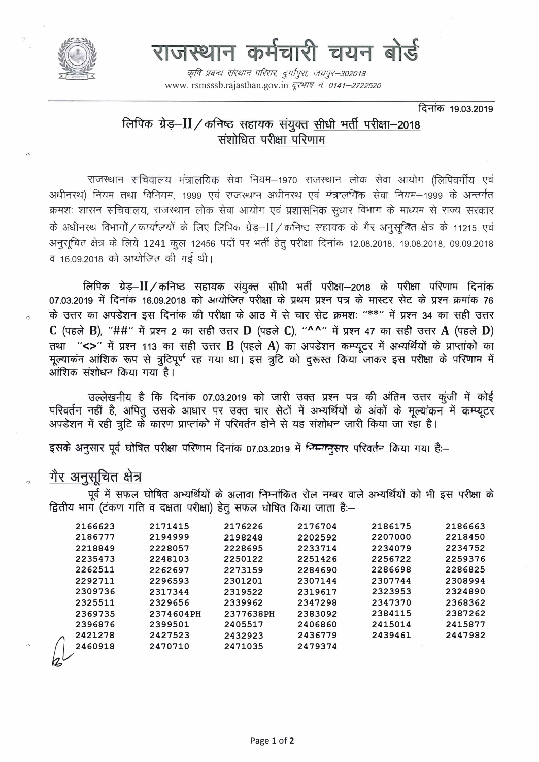# राजस्थान कर्मचारी चयन बोर्ड

*कृषि प्रबन्ध संस्थान परिसर, दुर्गापुरा, जयपुर–302018*
www. rsmsssb.rajasthan.gov.in *दूरभाष नं. 0141–2722520*

दिनांक 19.03.2019

## लिपिक ग्रेड–II / कनिष्ठ सहायक संयुक्त सीधी भर्ती परीक्षा–2018
## संशोधित परीक्षा परिणाम

राजस्थान सचिवालय मंत्रालयिक सेवा नियम–1970 राजस्थान लोक सेवा आयोग (लिपिवर्गीय एवं अधीनस्थ) नियम तथा विनियम, 1999 एवं राजस्थान अधीनस्थ एवं मंत्रालयिक सेवा नियम–1999 के अन्तर्गत क्रमशः शासन सचिवालय, राजस्थान लोक सेवा आयोग एवं प्रशासनिक सुधार विभाग के माध्यम से राज्य सरकार के अधीनस्थ विभागों / कार्यालयों के लिए लिपिक ग्रेड–II / कनिष्ठ सहायक के गैर अनुसूचित क्षेत्र के 11215 एवं अनुसूचित क्षेत्र के लिये 1241 कुल 12456 पदों पर भर्ती हेतु परीक्षा दिनांक 12.08.2018, 19.08.2018, 09.09.2018 व 16.09.2018 को आयोजित की गई थी।

लिपिक ग्रेड–II / कनिष्ठ सहायक संयुक्त सीधी भर्ती परीक्षा–2018 के परीक्षा परिणाम दिनांक 07.03.2019 में दिनांक 16.09.2018 को आयोजित परीक्षा के प्रथम प्रश्न पत्र के मास्टर सेट के प्रश्न क्रमांक 76 के उत्तर का अपडेशन इस दिनांक की परीक्षा के आठ में से चार सेट क्रमशः "**" में प्रश्न 34 का सही उत्तर **C** (पहले **B**), "##" में प्रश्न 2 का सही उत्तर **D** (पहले **C**), "^^" में प्रश्न 47 का सही उत्तर **A** (पहले **D**) तथा "<>" में प्रश्न 113 का सही उत्तर **B** (पहले **A**) का अपडेशन कम्प्यूटर में अभ्यर्थियों के प्राप्तांको का मूल्यांकन आंशिक रूप से त्रुटिपूर्ण रह गया था। इस त्रुटि को दुरूस्त किया जाकर इस परीक्षा के परिणाम में आंशिक संशोधन किया गया है।

उल्लेखनीय है कि दिनांक 07.03.2019 को जारी उक्त प्रश्न पत्र की अंतिम उत्तर कुंजी में कोई परिवर्तन नहीं है, अपितु उसके आधार पर उक्त चार सेटों में अभ्यर्थियों के अंकों के मूल्यांकन में कम्प्यूटर अपडेशन में रही त्रुटि के कारण प्राप्तांको में परिवर्तन होने से यह संशोधन जारी किया जा रहा है।

इसके अनुसार पूर्व घोषित परीक्षा परिणाम दिनांक 07.03.2019 में निम्नानुसार परिवर्तन किया गया है:–

## गैर अनुसूचित क्षेत्र

पूर्व में सफल घोषित अभ्यर्थियों के अलावा निम्नांकित रोल नम्बर वाले अभ्यर्थियों को भी इस परीक्षा के द्वितीय भाग (टंकण गति व दक्षता परीक्षा) हेतु सफल घोषित किया जाता है:–

| | | | | | |
|---|---|---|---|---|---|
| 2166623 | 2171415 | 2176226 | 2176704 | 2186175 | 2186663 |
| 2186777 | 2194999 | 2198248 | 2202592 | 2207000 | 2218450 |
| 2218849 | 2228057 | 2228695 | 2233714 | 2234079 | 2234752 |
| 2235473 | 2248103 | 2250122 | 2251426 | 2256722 | 2259376 |
| 2262511 | 2262697 | 2273159 | 2284690 | 2286698 | 2286825 |
| 2292711 | 2296593 | 2301201 | 2307144 | 2307744 | 2308994 |
| 2309736 | 2317344 | 2319522 | 2319617 | 2323953 | 2324890 |
| 2325511 | 2329656 | 2339962 | 2347298 | 2347370 | 2368362 |
| 2369735 | 2374604PH | 2377638PH | 2383092 | 2384115 | 2387262 |
| 2396876 | 2399501 | 2405517 | 2406860 | 2415014 | 2415877 |
| 2421278 | 2427523 | 2432923 | 2436779 | 2439461 | 2447982 |
| 2460918 | 2470710 | 2471035 | 2479374 | | |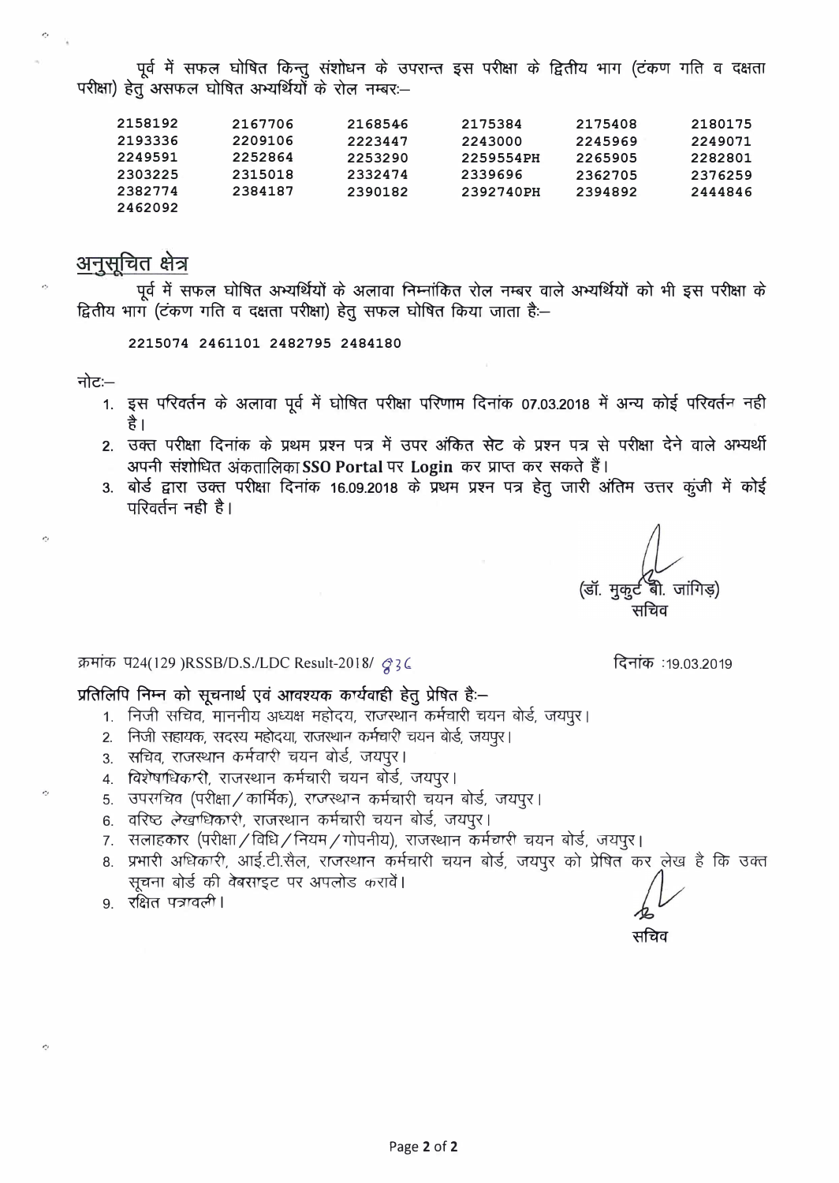पूर्व में सफल घोषित किन्तु संशोधन के उपरान्त इस परीक्षा के द्वितीय भाग (टंकण गति व दक्षता परीक्षा) हेतु असफल घोषित अभ्यर्थियों के रोल नम्बरः–

| | | | | | |
|---|---|---|---|---|---|
| 2158192 | 2167706 | 2168546 | 2175384 | 2175408 | 2180175 |
| 2193336 | 2209106 | 2223447 | 2243000 | 2245969 | 2249071 |
| 2249591 | 2252864 | 2253290 | 2259554PH | 2265905 | 2282801 |
| 2303225 | 2315018 | 2332474 | 2339696 | 2362705 | 2376259 |
| 2382774 | 2384187 | 2390182 | 2392740PH | 2394892 | 2444846 |
| 2462092 | | | | | |

## अनुसूचित क्षेत्र

पूर्व में सफल घोषित अभ्यर्थियों के अलावा निम्नांकित रोल नम्बर वाले अभ्यर्थियों को भी इस परीक्षा के द्वितीय भाग (टंकण गति व दक्षता परीक्षा) हेतु सफल घोषित किया जाता हैः–

2215074 2461101 2482795 2484180

नोटः–

1. इस परिवर्तन के अलावा पूर्व में घोषित परीक्षा परिणाम दिनांक 07.03.2018 में अन्य कोई परिवर्तन नही है।
2. उक्त परीक्षा दिनांक के प्रथम प्रश्न पत्र में उपर अंकित सेट के प्रश्न पत्र से परीक्षा देने वाले अभ्यर्थी अपनी संशोधित अंकतालिका **SSO Portal** पर **Login** कर प्राप्त कर सकते हैं।
3. बोर्ड द्वारा उक्त परीक्षा दिनांक 16.09.2018 के प्रथम प्रश्न पत्र हेतु जारी अंतिम उत्तर कुंजी में कोई परिवर्तन नही है।

(डॉ. मुकुट बी. जांगिड़)
सचिव

क्रमांक प24(129 )RSSB/D.S./LDC Result-2018/ 836 दिनांक :19.03.2019

**प्रतिलिपि निम्न को सूचनार्थ एवं आवश्यक कार्यवाही हेतु प्रेषित हैः–**

1. निजी सचिव, माननीय अध्यक्ष महोदय, राजस्थान कर्मचारी चयन बोर्ड, जयपुर।
2. निजी सहायक, सदस्य महोदया, राजस्थान कर्मचारी चयन बोर्ड, जयपुर।
3. सचिव, राजस्थान कर्मचारी चयन बोर्ड, जयपुर।
4. विशेषाधिकारी, राजस्थान कर्मचारी चयन बोर्ड, जयपुर।
5. उपसचिव (परीक्षा / कार्मिक), राजस्थान कर्मचारी चयन बोर्ड, जयपुर।
6. वरिष्ठ लेखाधिकारी, राजस्थान कर्मचारी चयन बोर्ड, जयपुर।
7. सलाहकार (परीक्षा / विधि / नियम / गोपनीय), राजस्थान कर्मचारी चयन बोर्ड, जयपुर।
8. प्रभारी अधिकारी, आई.टी.सैल, राजस्थान कर्मचारी चयन बोर्ड, जयपुर को प्रेषित कर लेख है कि उक्त सूचना बोर्ड की वेबसाइट पर अपलोड करावें।
9. रक्षित पत्रावली।

सचिव